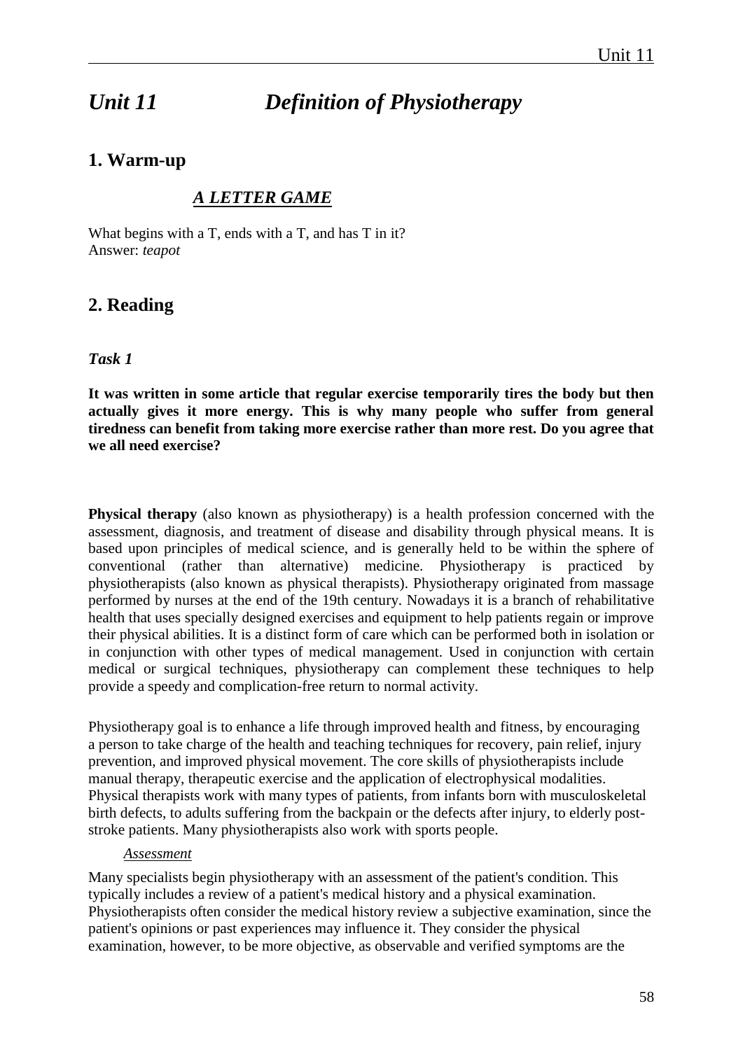// Unit 11

# *Unit 11 Definition of Physiotherapy*

## 1. Warm-up

### ***A LETTER GAME***

What begins with a T, ends with a T, and has T in it?
Answer: *teapot*

## 2. Reading

### *Task 1*

**It was written in some article that regular exercise temporarily tires the body but then actually gives it more energy. This is why many people who suffer from general tiredness can benefit from taking more exercise rather than more rest. Do you agree that we all need exercise?**

**Physical therapy** (also known as physiotherapy) is a health profession concerned with the assessment, diagnosis, and treatment of disease and disability through physical means. It is based upon principles of medical science, and is generally held to be within the sphere of conventional (rather than alternative) medicine. Physiotherapy is practiced by physiotherapists (also known as physical therapists). Physiotherapy originated from massage performed by nurses at the end of the 19th century. Nowadays it is a branch of rehabilitative health that uses specially designed exercises and equipment to help patients regain or improve their physical abilities. It is a distinct form of care which can be performed both in isolation or in conjunction with other types of medical management. Used in conjunction with certain medical or surgical techniques, physiotherapy can complement these techniques to help provide a speedy and complication-free return to normal activity.

Physiotherapy goal is to enhance a life through improved health and fitness, by encouraging a person to take charge of the health and teaching techniques for recovery, pain relief, injury prevention, and improved physical movement. The core skills of physiotherapists include manual therapy, therapeutic exercise and the application of electrophysical modalities. Physical therapists work with many types of patients, from infants born with musculoskeletal birth defects, to adults suffering from the backpain or the defects after injury, to elderly post-stroke patients. Many physiotherapists also work with sports people.

*Assessment*

Many specialists begin physiotherapy with an assessment of the patient's condition. This typically includes a review of a patient's medical history and a physical examination. Physiotherapists often consider the medical history review a subjective examination, since the patient's opinions or past experiences may influence it. They consider the physical examination, however, to be more objective, as observable and verified symptoms are the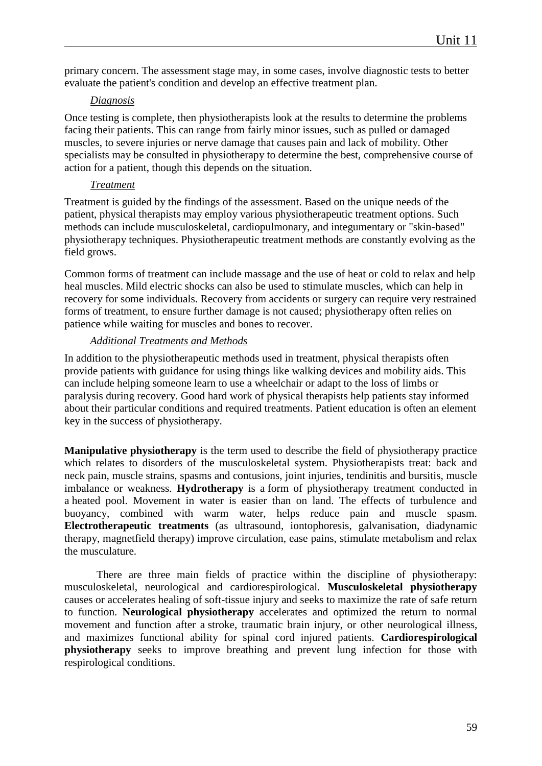primary concern. The assessment stage may, in some cases, involve diagnostic tests to better evaluate the patient's condition and develop an effective treatment plan.

*Diagnosis*

Once testing is complete, then physiotherapists look at the results to determine the problems facing their patients. This can range from fairly minor issues, such as pulled or damaged muscles, to severe injuries or nerve damage that causes pain and lack of mobility. Other specialists may be consulted in physiotherapy to determine the best, comprehensive course of action for a patient, though this depends on the situation.

*Treatment*

Treatment is guided by the findings of the assessment. Based on the unique needs of the patient, physical therapists may employ various physiotherapeutic treatment options. Such methods can include musculoskeletal, cardiopulmonary, and integumentary or "skin-based" physiotherapy techniques. Physiotherapeutic treatment methods are constantly evolving as the field grows.

Common forms of treatment can include massage and the use of heat or cold to relax and help heal muscles. Mild electric shocks can also be used to stimulate muscles, which can help in recovery for some individuals. Recovery from accidents or surgery can require very restrained forms of treatment, to ensure further damage is not caused; physiotherapy often relies on patience while waiting for muscles and bones to recover.

*Additional Treatments and Methods*

In addition to the physiotherapeutic methods used in treatment, physical therapists often provide patients with guidance for using things like walking devices and mobility aids. This can include helping someone learn to use a wheelchair or adapt to the loss of limbs or paralysis during recovery. Good hard work of physical therapists help patients stay informed about their particular conditions and required treatments. Patient education is often an element key in the success of physiotherapy.

**Manipulative physiotherapy** is the term used to describe the field of physiotherapy practice which relates to disorders of the musculoskeletal system. Physiotherapists treat: back and neck pain, muscle strains, spasms and contusions, joint injuries, tendinitis and bursitis, muscle imbalance or weakness. **Hydrotherapy** is a form of physiotherapy treatment conducted in a heated pool. Movement in water is easier than on land. The effects of turbulence and buoyancy, combined with warm water, helps reduce pain and muscle spasm. **Electrotherapeutic treatments** (as ultrasound, iontophoresis, galvanisation, diadynamic therapy, magnetfield therapy) improve circulation, ease pains, stimulate metabolism and relax the musculature.

There are three main fields of practice within the discipline of physiotherapy: musculoskeletal, neurological and cardiorespirological. **Musculoskeletal physiotherapy** causes or accelerates healing of soft-tissue injury and seeks to maximize the rate of safe return to function. **Neurological physiotherapy** accelerates and optimized the return to normal movement and function after a stroke, traumatic brain injury, or other neurological illness, and maximizes functional ability for spinal cord injured patients. **Cardiorespirological physiotherapy** seeks to improve breathing and prevent lung infection for those with respirological conditions.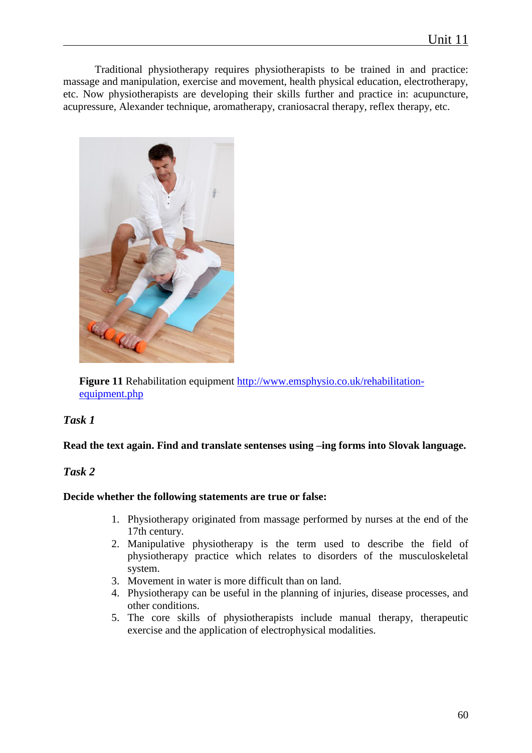Traditional physiotherapy requires physiotherapists to be trained in and practice: massage and manipulation, exercise and movement, health physical education, electrotherapy, etc. Now physiotherapists are developing their skills further and practice in: acupuncture, acupressure, Alexander technique, aromatherapy, craniosacral therapy, reflex therapy, etc.

**Figure 11** Rehabilitation equipment http://www.emsphysio.co.uk/rehabilitation-equipment.php

### *Task 1*

**Read the text again. Find and translate sentenses using –ing forms into Slovak language.**

### *Task 2*

**Decide whether the following statements are true or false:**

1. Physiotherapy originated from massage performed by nurses at the end of the 17th century.
2. Manipulative physiotherapy is the term used to describe the field of physiotherapy practice which relates to disorders of the musculoskeletal system.
3. Movement in water is more difficult than on land.
4. Physiotherapy can be useful in the planning of injuries, disease processes, and other conditions.
5. The core skills of physiotherapists include manual therapy, therapeutic exercise and the application of electrophysical modalities.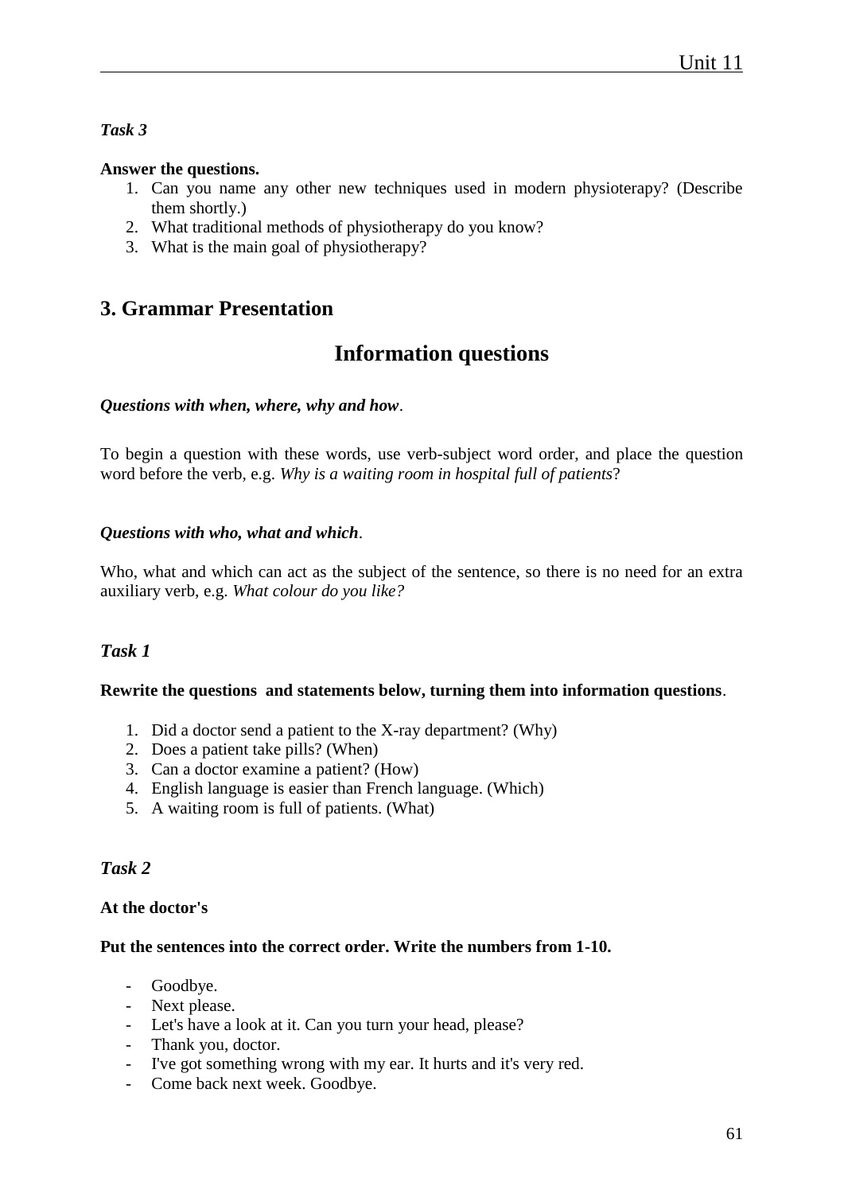### *Task 3*

**Answer the questions.**

1. Can you name any other new techniques used in modern physioterapy? (Describe them shortly.)
2. What traditional methods of physiotherapy do you know?
3. What is the main goal of physiotherapy?

## 3. Grammar Presentation

## Information questions

***Questions with when, where, why and how***.

To begin a question with these words, use verb-subject word order, and place the question word before the verb, e.g. *Why is a waiting room in hospital full of patients*?

***Questions with who, what and which***.

Who, what and which can act as the subject of the sentence, so there is no need for an extra auxiliary verb, e.g. *What colour do you like?*

### *Task 1*

**Rewrite the questions and statements below, turning them into information questions**.

1. Did a doctor send a patient to the X-ray department? (Why)
2. Does a patient take pills? (When)
3. Can a doctor examine a patient? (How)
4. English language is easier than French language. (Which)
5. A waiting room is full of patients. (What)

### *Task 2*

**At the doctor's**

**Put the sentences into the correct order. Write the numbers from 1-10.**

- Goodbye.
- Next please.
- Let's have a look at it. Can you turn your head, please?
- Thank you, doctor.
- I've got something wrong with my ear. It hurts and it's very red.
- Come back next week. Goodbye.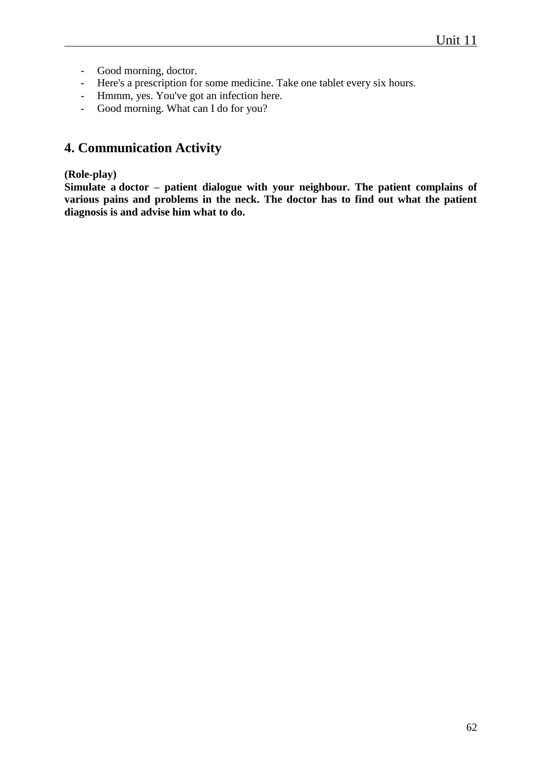- Good morning, doctor.
- Here's a prescription for some medicine. Take one tablet every six hours.
- Hmmm, yes. You've got an infection here.
- Good morning. What can I do for you?

## 4. Communication Activity

**(Role-play)**

**Simulate a doctor – patient dialogue with your neighbour. The patient complains of various pains and problems in the neck. The doctor has to find out what the patient diagnosis is and advise him what to do.**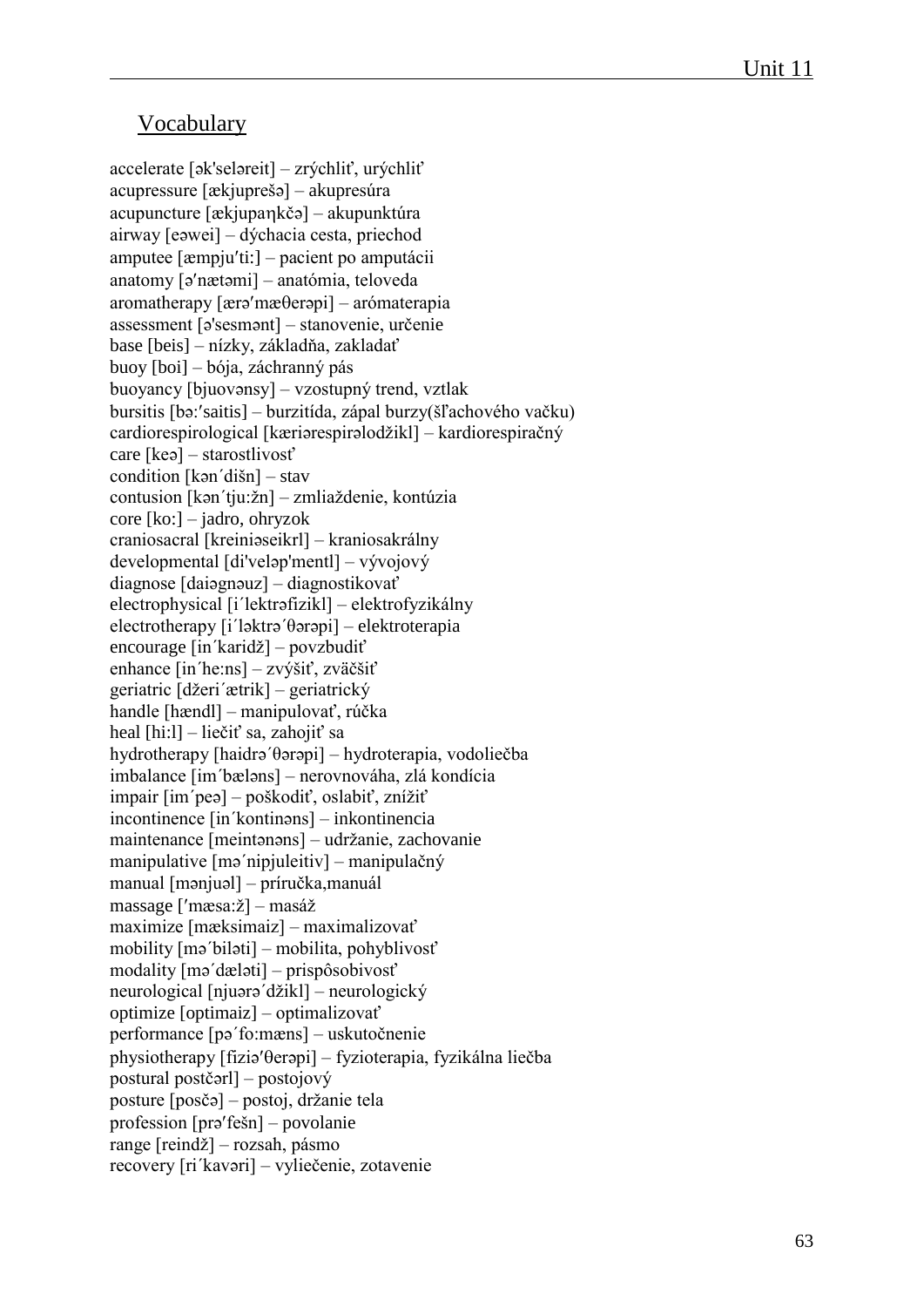## Vocabulary

accelerate [ək'seləreit] – zrýchliť, urýchliť
acupressure [ækjuprešə] – akupresúra
acupuncture [ækjupaŋkčə] – akupunktúra
airway [eəwei] – dýchacia cesta, priechod
amputee [æmpju′ti:] – pacient po amputácii
anatomy [ə′nætəmi] – anatómia, teloveda
aromatherapy [ærə′mæθerəpi] – arómaterapia
assessment [ə'sesmənt] – stanovenie, určenie
base [beis] – nízky, základňa, zakladať
buoy [boi] – bója, záchranný pás
buoyancy [bjuovənsy] – vzostupný trend, vztlak
bursitis [bə:′saitis] – burzitída, zápal burzy(šľachového vačku)
cardiorespirological [kæriərespirəlodžikl] – kardiorespiračný
care [keə] – starostlivosť
condition [kən´dišn] – stav
contusion [kən´tju:žn] – zmliaždenie, kontúzia
core [ko:] – jadro, ohryzok
craniosacral [kreiniəseikrl] – kraniosakrálny
developmental [di'veləp'mentl] – vývojový
diagnose [daiəgnəuz] – diagnostikovať
electrophysical [i´lektrəfizikl] – elektrofyzikálny
electrotherapy [i´ləktrə´θərəpi] – elektroterapia
encourage [in´karidž] – povzbudiť
enhance [in´he:ns] – zvýšiť, zväčšiť
geriatric [džeri´ætrik] – geriatrický
handle [hændl] – manipulovať, rúčka
heal [hi:l] – liečiť sa, zahojiť sa
hydrotherapy [haidrə´θərəpi] – hydroterapia, vodoliečba
imbalance [im´bæləns] – nerovnováha, zlá kondícia
impair [im´peə] – poškodiť, oslabiť, znížiť
incontinence [in´kontinəns] – inkontinencia
maintenance [meintənəns] – udržanie, zachovanie
manipulative [mə´nipjuleitiv] – manipulačný
manual [mənjuəl] – príručka,manuál
massage [′mæsa:ž] – masáž
maximize [mæksimaiz] – maximalizovať
mobility [mə´biləti] – mobilita, pohyblivosť
modality [mə´dæləti] – prispôsobivosť
neurological [njuərə´džikl] – neurologický
optimize [optimaiz] – optimalizovať
performance [pə´fo:mæns] – uskutočnenie
physiotherapy [fiziə′θerəpi] – fyzioterapia, fyzikálna liečba
postural postčərl] – postojový
posture [posčə] – postoj, držanie tela
profession [prə′fešn] – povolanie
range [reindž] – rozsah, pásmo
recovery [ri´kavəri] – vyliečenie, zotavenie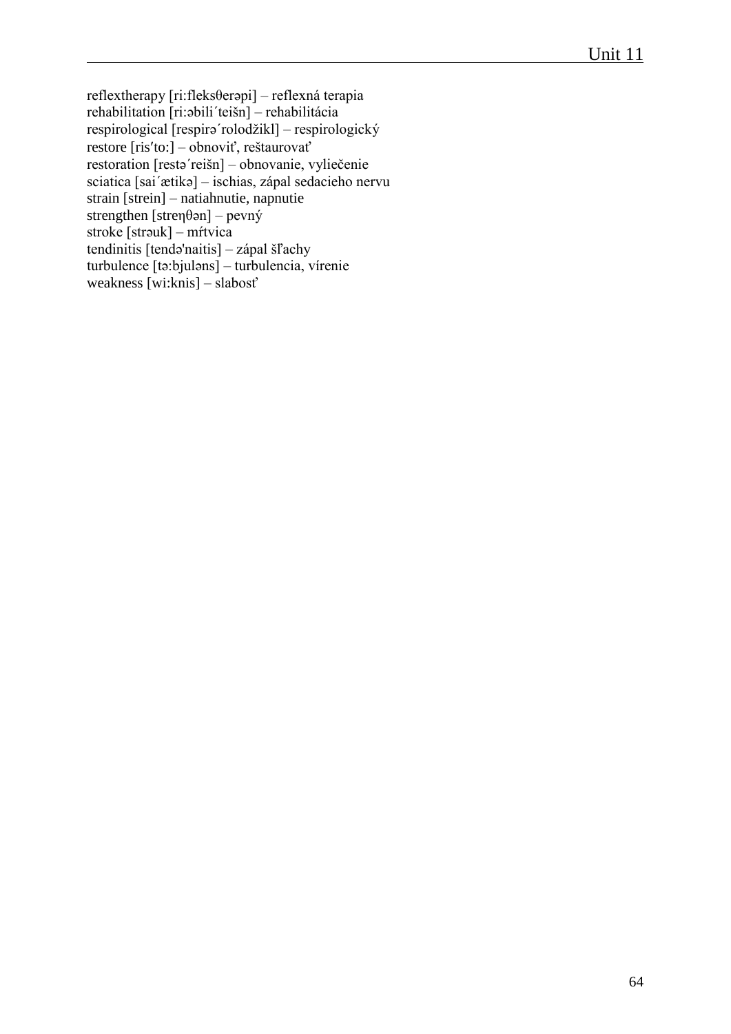reflextherapy [ri:fleksθerəpi] – reflexná terapia
rehabilitation [ri:əbili´teišn] – rehabilitácia
respirological [respirə´rolodžikl] – respirologický
restore [ris′to:] – obnoviť, reštaurovať
restoration [restə´reišn] – obnovanie, vyliečenie
sciatica [sai´ætikə] – ischias, zápal sedacieho nervu
strain [strein] – natiahnutie, napnutie
strengthen [streηθən] – pevný
stroke [strəuk] – mŕtvica
tendinitis [tendə'naitis] – zápal šľachy
turbulence [tə:bjuləns] – turbulencia, vírenie
weakness [wi:knis] – slabosť